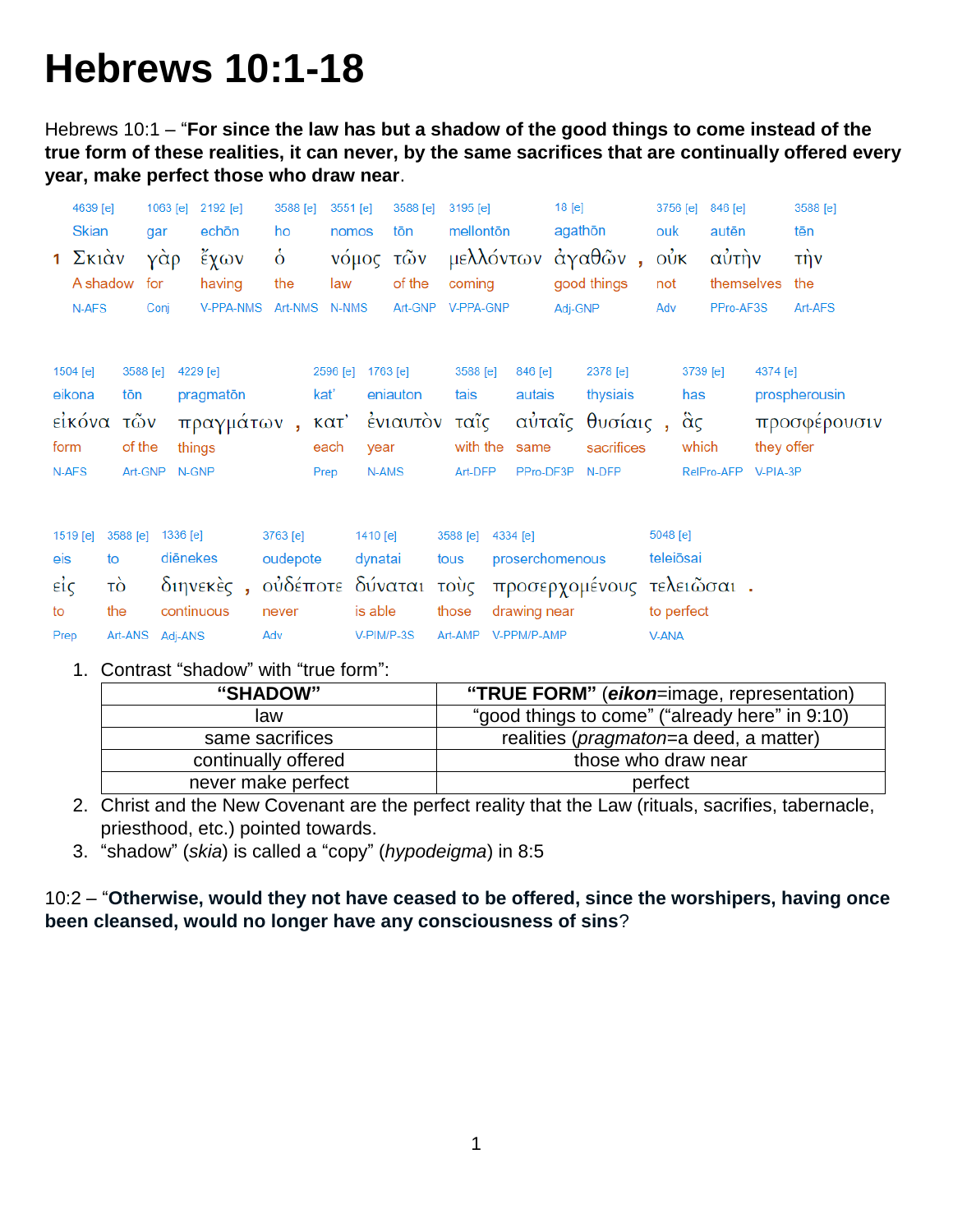# Hebrews 10:1-18

Hebrews 10:1 – "**For since the law has but a shadow of the good things to come instead of the true form of these realities, it can never, by the same sacrifices that are continually offered every year, make perfect those who draw near**.

| 4639 [e] | 1063 [e] | 2192 [e] | 3588 [e] | 3551 [e] | 3588 [e] | 3195 [e] | 18 [e] | | 3756 [e] | 846 [e] | 3588 [e] |
|---|---|---|---|---|---|---|---|---|---|---|---|
| Skian | gar | echōn | ho | nomos | tōn | mellontōn | agathōn | | ouk | autēn | tēn |
| 1 Σκιὰν | γὰρ | ἔχων | ὁ | νόμος | τῶν | μελλόντων | ἀγαθῶν | , | οὐκ | αὐτὴν | τὴν |
| A shadow | for | having | the | law | of the | coming | good things | | not | themselves | the |
| N-AFS | Conj | V-PPA-NMS | Art-NMS | N-NMS | Art-GNP | V-PPA-GNP | Adj-GNP | | Adv | PPro-AF3S | Art-AFS |

| 1504 [e] | 3588 [e] | 4229 [e] | | 2596 [e] | 1763 [e] | 3588 [e] | 846 [e] | 2378 [e] | | 3739 [e] | 4374 [e] |
|---|---|---|---|---|---|---|---|---|---|---|---|
| eikona | tōn | pragmatōn | | kat' | eniauton | tais | autais | thysiais | | has | prospherousin |
| εἰκόνα | τῶν | πραγμάτων | , | κατ' | ἐνιαυτὸν | ταῖς | αὐταῖς | θυσίαις | , | ἃς | προσφέρουσιν |
| form | of the | things | | each | year | with the | same | sacrifices | | which | they offer |
| N-AFS | Art-GNP | N-GNP | | Prep | N-AMS | Art-DFP | PPro-DF3P | N-DFP | | RelPro-AFP | V-PIA-3P |

| 1519 [e] | 3588 [e] | 1336 [e] | | 3763 [e] | 1410 [e] | 3588 [e] | 4334 [e] | 5048 [e] | |
|---|---|---|---|---|---|---|---|---|---|
| eis | to | diēnekes | | oudepote | dynatai | tous | proserchomenous | teleiōsai | |
| εἰς | τὸ | διηνεκὲς | , | οὐδέποτε | δύναται | τοὺς | προσερχομένους | τελειῶσαι | . |
| to | the | continuous | | never | is able | those | drawing near | to perfect | |
| Prep | Art-ANS | Adj-ANS | | Adv | V-PIM/P-3S | Art-AMP | V-PPM/P-AMP | V-ANA | |

1. Contrast "shadow" with "true form":

| **"SHADOW"** | **"TRUE FORM"** (***eikon***=image, representation) |
|---|---|
| law | "good things to come" ("already here" in 9:10) |
| same sacrifices | realities (*pragmaton*=a deed, a matter) |
| continually offered | those who draw near |
| never make perfect | perfect |

2. Christ and the New Covenant are the perfect reality that the Law (rituals, sacrifes, tabernacle, priesthood, etc.) pointed towards.
3. "shadow" (*skia*) is called a "copy" (*hypodeigma*) in 8:5

10:2 – "**Otherwise, would they not have ceased to be offered, since the worshipers, having once been cleansed, would no longer have any consciousness of sins**?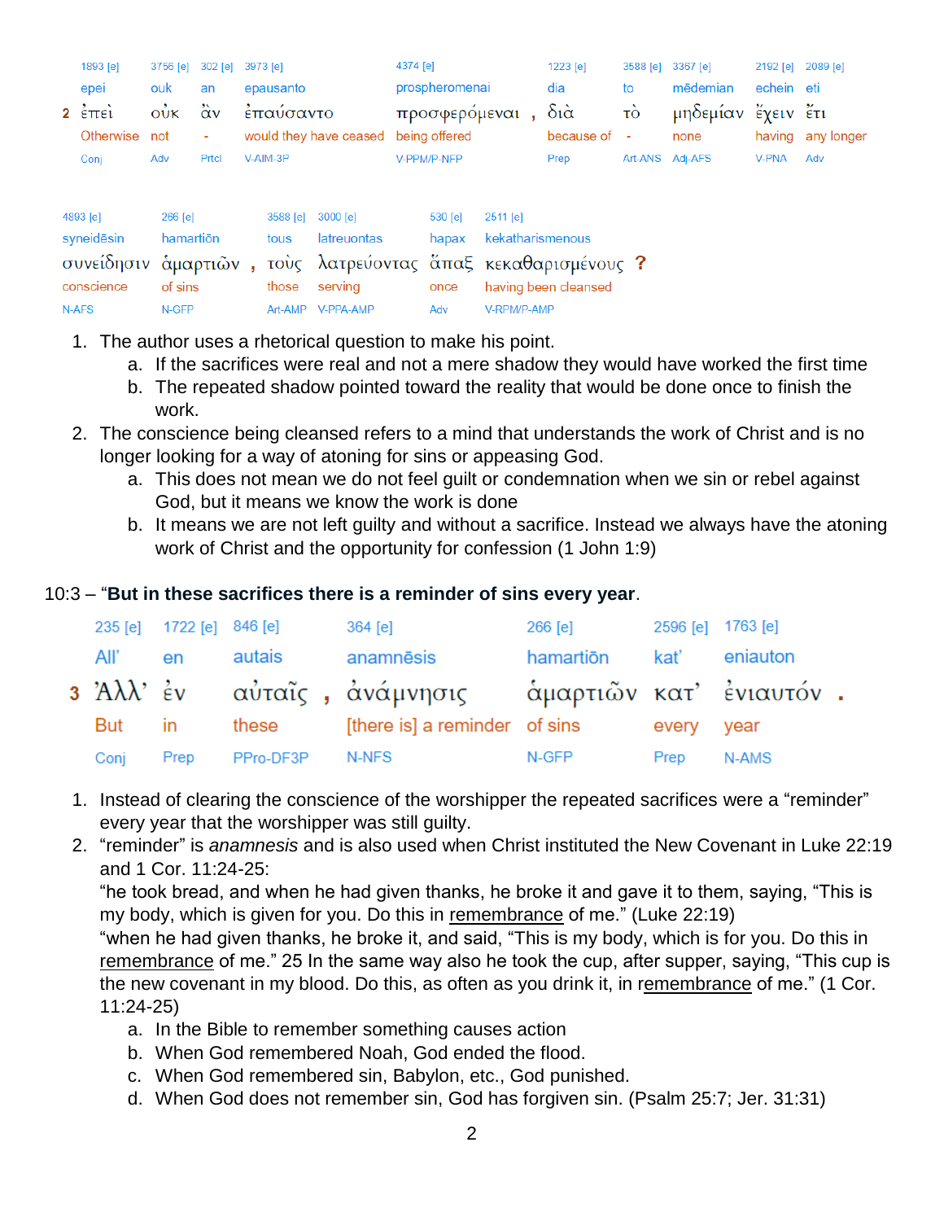| 1893 [e] | 3756 [e] | 302 [e] | 3973 [e] | 4374 [e] | | 1223 [e] | 3588 [e] | 3367 [e] | 2192 [e] | 2089 [e] |
|---|---|---|---|---|---|---|---|---|---|---|
| epei | ouk | an | epausanto | prospheromenai | | dia | to | mēdemian | echein | eti |
| 2 ἐπεὶ | οὐκ | ἂν | ἐπαύσαντο | προσφερόμεναι | , | διὰ | τὸ | μηδεμίαν | ἔχειν | ἔτι |
| Otherwise | not | - | would they have ceased | being offered | | because of | - | none | having | any longer |
| Conj | Adv | Prtcl | V-AIM-3P | V-PPM/P-NFP | | Prep | Art-ANS | Adj-AFS | V-PNA | Adv |

| 4893 [e] | 266 [e] | | 3588 [e] | 3000 [e] | 530 [e] | 2511 [e] | |
|---|---|---|---|---|---|---|---|
| syneidēsin | hamartiōn | | tous | latreuontas | hapax | kekatharismenous | |
| συνείδησιν | ἁμαρτιῶν | , | τοὺς | λατρεύοντας | ἅπαξ | κεκαθαρισμένους | ? |
| conscience | of sins | | those | serving | once | having been cleansed | |
| N-AFS | N-GFP | | Art-AMP | V-PPA-AMP | Adv | V-RPM/P-AMP | |

1. The author uses a rhetorical question to make his point.
    a. If the sacrifices were real and not a mere shadow they would have worked the first time
    b. The repeated shadow pointed toward the reality that would be done once to finish the work.
2. The conscience being cleansed refers to a mind that understands the work of Christ and is no longer looking for a way of atoning for sins or appeasing God.
    a. This does not mean we do not feel guilt or condemnation when we sin or rebel against God, but it means we know the work is done
    b. It means we are not left guilty and without a sacrifice. Instead we always have the atoning work of Christ and the opportunity for confession (1 John 1:9)

10:3 – "**But in these sacrifices there is a reminder of sins every year**."

| 235 [e] | 1722 [e] | 846 [e] | | 364 [e] | 266 [e] | 2596 [e] | 1763 [e] | |
|---|---|---|---|---|---|---|---|---|
| All' | en | autais | | anamnēsis | hamartiōn | kat' | eniauton | |
| 3 Ἀλλ' | ἐν | αὐταῖς | , | ἀνάμνησις | ἁμαρτιῶν | κατ' | ἐνιαυτόν | . |
| But | in | these | | [there is] a reminder | of sins | every | year | |
| Conj | Prep | PPro-DF3P | | N-NFS | N-GFP | Prep | N-AMS | |

1. Instead of clearing the conscience of the worshipper the repeated sacrifices were a "reminder" every year that the worshipper was still guilty.
2. "reminder" is *anamnesis* and is also used when Christ instituted the New Covenant in Luke 22:19 and 1 Cor. 11:24-25:
   "he took bread, and when he had given thanks, he broke it and gave it to them, saying, "This is my body, which is given for you. Do this in remembrance of me." (Luke 22:19)
   "when he had given thanks, he broke it, and said, "This is my body, which is for you. Do this in remembrance of me." 25 In the same way also he took the cup, after supper, saying, "This cup is the new covenant in my blood. Do this, as often as you drink it, in remembrance of me." (1 Cor. 11:24-25)
    a. In the Bible to remember something causes action
    b. When God remembered Noah, God ended the flood.
    c. When God remembered sin, Babylon, etc., God punished.
    d. When God does not remember sin, God has forgiven sin. (Psalm 25:7; Jer. 31:31)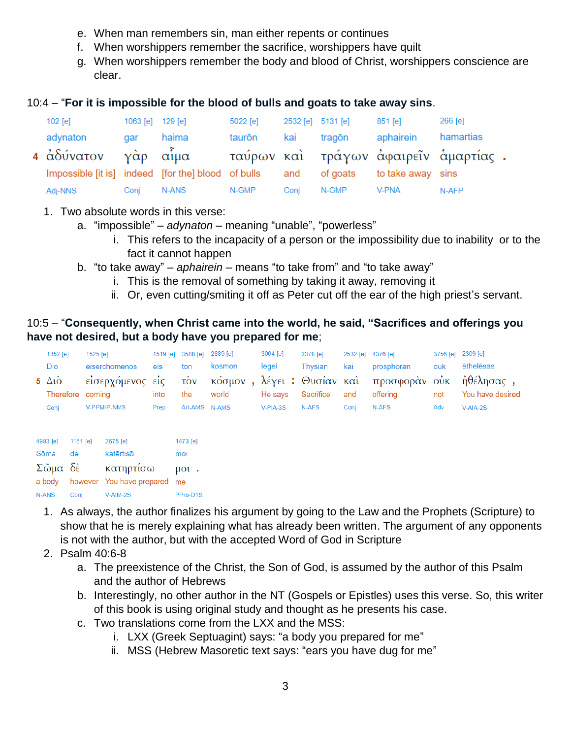e. When man remembers sin, man either repents or continues
f. When worshippers remember the sacrifice, worshippers have quilt
g. When worshippers remember the body and blood of Christ, worshippers conscience are clear.

10:4 – "**For it is impossible for the blood of bulls and goats to take away sins**.

| 102 [e] | 1063 [e] | 129 [e] | 5022 [e] | 2532 [e] | 5131 [e] | 851 [e] | 266 [e] |
|---|---|---|---|---|---|---|---|
| adynaton | gar | haima | taurōn | kai | tragōn | aphairein | hamartias |
| 4 ἀδύνατον | γὰρ | αἷμα | ταύρων | καὶ | τράγων | ἀφαιρεῖν | ἁμαρτίας . |
| Impossible [it is] | indeed | [for the] blood | of bulls | and | of goats | to take away | sins |
| Adj-NNS | Conj | N-ANS | N-GMP | Conj | N-GMP | V-PNA | N-AFP |

1. Two absolute words in this verse:
   a. "impossible" – *adynaton* – meaning "unable", "powerless"
      i. This refers to the incapacity of a person or the impossibility due to inability or to the fact it cannot happen
   b. "to take away" – *aphairein* – means "to take from" and "to take away"
      i. This is the removal of something by taking it away, removing it
      ii. Or, even cutting/smiting it off as Peter cut off the ear of the high priest's servant.

10:5 – "**Consequently, when Christ came into the world, he said, "Sacrifices and offerings you have not desired, but a body have you prepared for me**;

| 1352 [e] | 1525 [e] | 1519 [e] | 3588 [e] | 2889 [e] | 3004 [e] | 2378 [e] | 2532 [e] | 4376 [e] | 3756 [e] | 2309 [e] |
|---|---|---|---|---|---|---|---|---|---|---|
| Dio | eiserchomenos | eis | ton | kosmon | legei | Thysian | kai | prosphoran | ouk | ēthelēsas |
| 5 Διὸ | εἰσερχόμενος | εἰς | τὸν | κόσμον , | λέγει : | Θυσίαν | καὶ | προσφορὰν | οὐκ | ἠθέλησας , |
| Therefore | coming | into | the | world | He says | Sacrifice | and | offering | not | You have desired |
| Conj | V-PPM/P-NMS | Prep | Art-AMS | N-AMS | V-PIA-3S | N-AFS | Conj | N-AFS | Adv | V-AIA-2S |

| 4983 [e] | 1161 [e] | 2675 [e] | 1473 [e] |
|---|---|---|---|
| Sōma | de | katērtisō | moi |
| Σῶμα | δὲ | κατηρτίσω | μοι . |
| a body | however | You have prepared | me |
| N-ANS | Conj | V-AIM-2S | PPro-D1S |

1. As always, the author finalizes his argument by going to the Law and the Prophets (Scripture) to show that he is merely explaining what has already been written. The argument of any opponents is not with the author, but with the accepted Word of God in Scripture
2. Psalm 40:6-8
   a. The preexistence of the Christ, the Son of God, is assumed by the author of this Psalm and the author of Hebrews
   b. Interestingly, no other author in the NT (Gospels or Epistles) uses this verse. So, this writer of this book is using original study and thought as he presents his case.
   c. Two translations come from the LXX and the MSS:
      i. LXX (Greek Septuagint) says: "a body you prepared for me"
      ii. MSS (Hebrew Masoretic text says: "ears you have dug for me"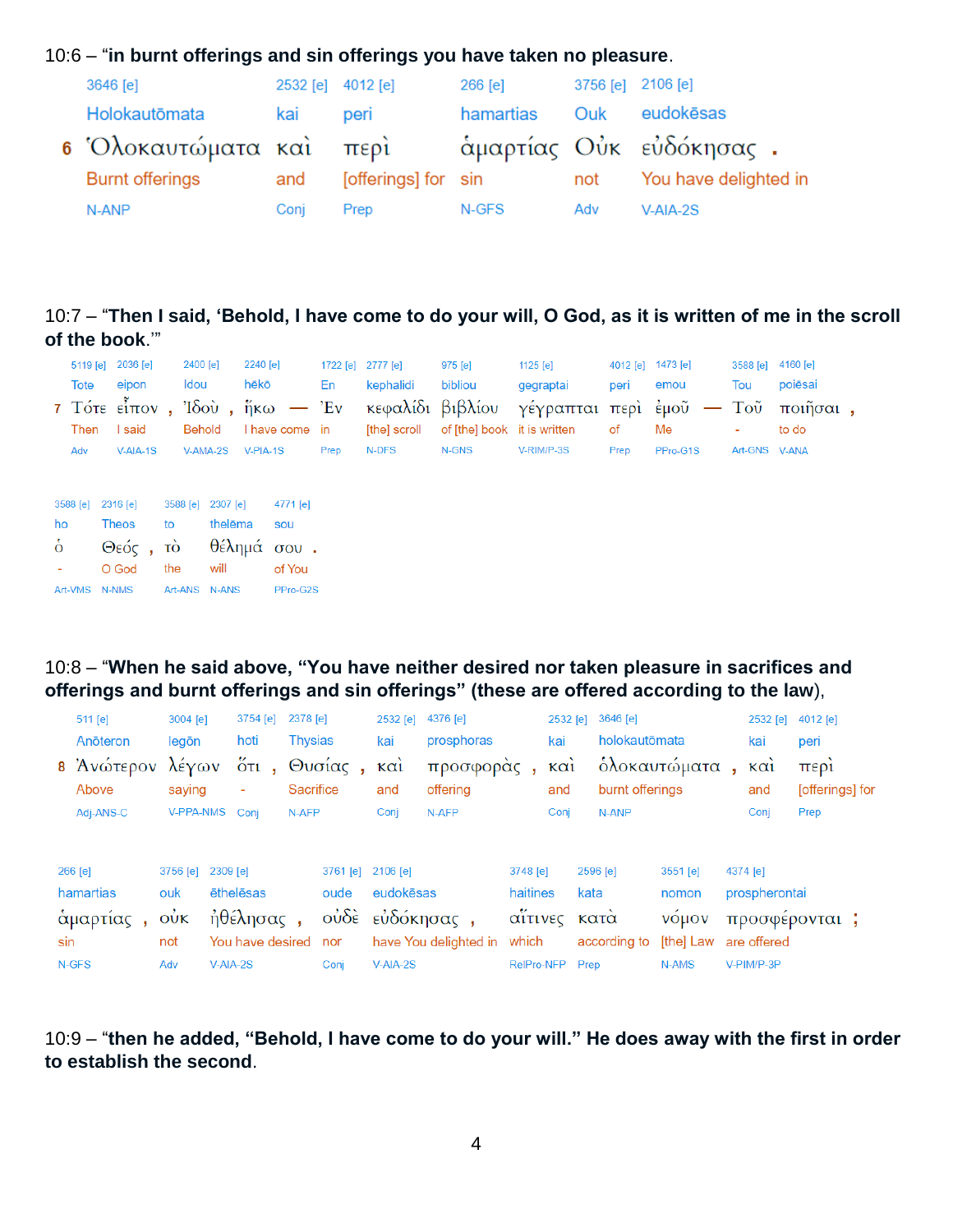10:6 – “**in burnt offerings and sin offerings you have taken no pleasure**.

| 3646 [e] | 2532 [e] | 4012 [e] | 266 [e] | 3756 [e] | 2106 [e] |
|---|---|---|---|---|---|
| Holokautōmata | kai | peri | hamartias | Ouk | eudokēsas |
| 6 Ὁλοκαυτώματα | καὶ | περὶ | ἁμαρτίας | Οὐκ | εὐδόκησας . |
| Burnt offerings | and | [offerings] for | sin | not | You have delighted in |
| N-ANP | Conj | Prep | N-GFS | Adv | V-AIA-2S |

10:7 – “**Then I said, ‘Behold, I have come to do your will, O God, as it is written of me in the scroll of the book**.’”

| 5119 [e] | 2036 [e] | 2400 [e] | 2240 [e] | 1722 [e] | 2777 [e] | 975 [e] | 1125 [e] | 4012 [e] | 1473 [e] | 3588 [e] | 4160 [e] |
|---|---|---|---|---|---|---|---|---|---|---|---|
| Tote | eipon | Idou | hēkō | En | kephalidi | bibliou | gegraptai | peri | emou | Tou | poiēsai |
| 7 Τότε | εἶπον , | Ἰδοὺ , | ἥκω — | Ἐν | κεφαλίδι | βιβλίου | γέγραπται | περὶ | ἐμοῦ — | Τοῦ | ποιῆσαι , |
| Then | I said | Behold | I have come | in | [the] scroll | of [the] book | it is written | of | Me | - | to do |
| Adv | V-AIA-1S | V-AMA-2S | V-PIA-1S | Prep | N-DFS | N-GNS | V-RIM/P-3S | Prep | PPro-G1S | Art-GNS | V-ANA |

| 3588 [e] | 2316 [e] | 3588 [e] | 2307 [e] | 4771 [e] |
|---|---|---|---|---|
| ho | Theos | to | thelēma | sou |
| ὁ | Θεός , | τὸ | θέλημά | σου . |
| - | O God | the | will | of You |
| Art-VMS | N-NMS | Art-ANS | N-ANS | PPro-G2S |

10:8 – “**When he said above, “You have neither desired nor taken pleasure in sacrifices and offerings and burnt offerings and sin offerings” (these are offered according to the law)**,

| 511 [e] | 3004 [e] | 3754 [e] | 2378 [e] | 2532 [e] | 4376 [e] | 2532 [e] | 3646 [e] | 2532 [e] | 4012 [e] |
|---|---|---|---|---|---|---|---|---|---|
| Anōteron | legōn | hoti | Thysias | kai | prosphoras | kai | holokautōmata | kai | peri |
| 8 Ἀνώτερον | λέγων | ὅτι , | Θυσίας , | καὶ | προσφορὰς , | καὶ | ὁλοκαυτώματα , | καὶ | περὶ |
| Above | saying | - | Sacrifice | and | offering | and | burnt offerings | and | [offerings] for |
| Adj-ANS-C | V-PPA-NMS | Conj | N-AFP | Conj | N-AFP | Conj | N-ANP | Conj | Prep |

| 266 [e] | 3756 [e] | 2309 [e] | 3761 [e] | 2106 [e] | 3748 [e] | 2596 [e] | 3551 [e] | 4374 [e] |
|---|---|---|---|---|---|---|---|---|
| hamartias | ouk | ēthelēsas | oude | eudokēsas | haitines | kata | nomon | prospherontai |
| ἁμαρτίας , | οὐκ | ἠθέλησας , | οὐδὲ | εὐδόκησας , | αἵτινες | κατὰ | νόμον | προσφέρονται ; |
| sin | not | You have desired | nor | have You delighted in | which | according to | [the] Law | are offered |
| N-GFS | Adv | V-AIA-2S | Conj | V-AIA-2S | RelPro-NFP | Prep | N-AMS | V-PIM/P-3P |

10:9 – “**then he added, “Behold, I have come to do your will.” He does away with the first in order to establish the second**.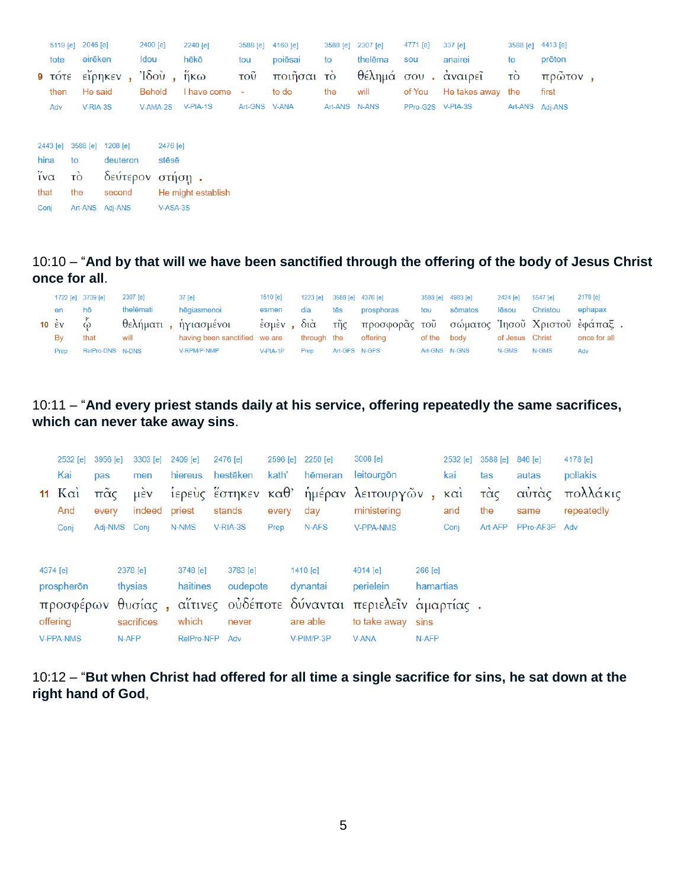| 9 | 5119 [e] | 2046 [e] | | 2400 [e] | | 2240 [e] | 3588 [e] | 4160 [e] | 3588 [e] | 2307 [e] | 4771 [e] | | 337 [e] | 3588 [e] | 4413 [e] | |
|---|---|---|---|---|---|---|---|---|---|---|---|---|---|---|---|---|
| | tote | eirēken | | Idou | | hēkō | tou | poiēsai | to | thelēma | sou | | anairei | to | prōton | |
| | τότε | εἴρηκεν | , | Ἰδοὺ | , | ἥκω | τοῦ | ποιῆσαι | τὸ | θέλημά | σου | . | ἀναιρεῖ | τὸ | πρῶτον | , |
| | then | He said | | Behold | | I have come | - | to do | the | will | of You | | He takes away | the | first | |
| | Adv | V-RIA-3S | | V-AMA-2S | | V-PIA-1S | Art-GNS | V-ANA | Art-ANS | N-ANS | PPro-G2S | | V-PIA-3S | Art-ANS | Adj-ANS | |

| 2443 [e] | 3588 [e] | 1208 [e] | 2476 [e] | |
|---|---|---|---|---|
| hina | to | deuteron | stēsē | |
| ἵνα | τὸ | δεύτερον | στήσῃ | . |
| that | the | second | He might establish | |
| Conj | Art-ANS | Adj-ANS | V-ASA-3S | |

10:10 – "**And by that will we have been sanctified through the offering of the body of Jesus Christ once for all**."

| 10 | 1722 [e] | 3739 [e] | 2307 [e] | | 37 [e] | 1510 [e] | | 1223 [e] | 3588 [e] | 4376 [e] | 3588 [e] | 4983 [e] | 2424 [e] | 5547 [e] | 2178 [e] | |
|---|---|---|---|---|---|---|---|---|---|---|---|---|---|---|---|---|
| | en | hō | thelēmati | | hēgiasmenoi | esmen | | dia | tēs | prosphoras | tou | sōmatos | Iēsou | Christou | ephapax | |
| | ἐν | ᾧ | θελήματι | , | ἡγιασμένοι | ἐσμὲν | , | διὰ | τῆς | προσφορᾶς | τοῦ | σώματος | Ἰησοῦ | Χριστοῦ | ἐφάπαξ | . |
| | By | that | will | | having been sanctified | we are | | through | the | offering | of the | body | of Jesus | Christ | once for all | |
| | Prep | RelPro-DNS | N-DNS | | V-RPM/P-NMP | V-PIA-1P | | Prep | Art-GFS | N-GFS | Art-GNS | N-GNS | N-GMS | N-GMS | Adv | |

10:11 – "**And every priest stands daily at his service, offering repeatedly the same sacrifices, which can never take away sins**."

| 11 | 2532 [e] | 3956 [e] | 3303 [e] | 2409 [e] | 2476 [e] | 2596 [e] | 2250 [e] | 3008 [e] | | 2532 [e] | 3588 [e] | 846 [e] | 4178 [e] |
|---|---|---|---|---|---|---|---|---|---|---|---|---|---|
| | Kai | pas | men | hiereus | hestēken | kath' | hēmeran | leitourgōn | | kai | tas | autas | pollakis |
| | Καὶ | πᾶς | μὲν | ἱερεὺς | ἕστηκεν | καθ' | ἡμέραν | λειτουργῶν | , | καὶ | τὰς | αὐτὰς | πολλάκις |
| | And | every | indeed | priest | stands | every | day | ministering | | and | the | same | repeatedly |
| | Conj | Adj-NMS | Conj | N-NMS | V-RIA-3S | Prep | N-AFS | V-PPA-NMS | | Conj | Art-AFP | PPro-AF3P | Adv |

| 4374 [e] | 2378 [e] | | 3748 [e] | 3763 [e] | 1410 [e] | 4014 [e] | 266 [e] | |
|---|---|---|---|---|---|---|---|---|
| prospherōn | thysias | | haitines | oudepote | dynantai | perielein | hamartias | |
| προσφέρων | θυσίας | , | αἵτινες | οὐδέποτε | δύνανται | περιελεῖν | ἁμαρτίας | . |
| offering | sacrifices | | which | never | are able | to take away | sins | |
| V-PPA-NMS | N-AFP | | RelPro-NFP | Adv | V-PIM/P-3P | V-ANA | N-AFP | |

10:12 – "**But when Christ had offered for all time a single sacrifice for sins, he sat down at the right hand of God**,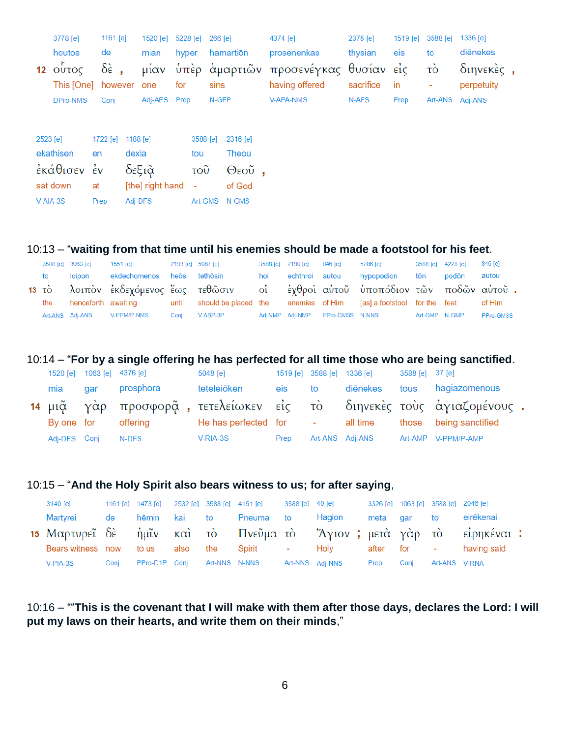| | | | | | | | | | | | |
|---|---|---|---|---|---|---|---|---|---|---|---|
| | 3778 [e] | 1161 [e] | 1520 [e] | 5228 [e] | 266 [e] | 4374 [e] | 2378 [e] | 1519 [e] | 3588 [e] | 1336 [e] | |
| | houtos | de | mian | hyper | hamartiōn | prosenenkas | thysian | eis | to | diēnekes | |
| **12** | οὗτος | δὲ , | μίαν | ὑπὲρ | ἁμαρτιῶν | προσενέγκας | θυσίαν | εἰς | τὸ | διηνεκὲς , | |
| | This [One] | however | one | for | sins | having offered | sacrifice | in | - | perpetuity | |
| | DPro-NMS | Conj | Adj-AFS | Prep | N-GFP | V-APA-NMS | N-AFS | Prep | Art-ANS | Adj-ANS | |

| | | | | |
|---|---|---|---|---|
| 2523 [e] | 1722 [e] | 1188 [e] | 3588 [e] | 2316 [e] |
| ekathisen | en | dexia | tou | Theou |
| ἐκάθισεν | ἐν | δεξιᾷ | τοῦ | Θεοῦ , |
| sat down | at | [the] right hand | - | of God |
| V-AIA-3S | Prep | Adj-DFS | Art-GMS | N-GMS |

10:13 – “**waiting from that time until his enemies should be made a footstool for his feet**.

| | | | | | | | | | | | | |
|---|---|---|---|---|---|---|---|---|---|---|---|---|
| | 3588 [e] | 3063 [e] | 1551 [e] | 2193 [e] | 5087 [e] | 3588 [e] | 2190 [e] | 846 [e] | 5286 [e] | 3588 [e] | 4228 [e] | 846 [e] |
| | to | loipon | ekdechomenos | heōs | tethōsin | hoi | echthroi | autou | hypopodion | tōn | podōn | autou |
| **13** | τὸ | λοιπὸν | ἐκδεχόμενος | ἕως | τεθῶσιν | οἱ | ἐχθροὶ | αὐτοῦ | ὑποπόδιον | τῶν | ποδῶν | αὐτοῦ . |
| | the | henceforth | awaiting | until | should be placed | the | enemies | of Him | [as] a footstool | for the | feet | of Him |
| | Art-ANS | Adj-ANS | V-PPM/P-NMS | Conj | V-ASP-3P | Art-NMP | Adj-NMP | PPro-GM3S | N-NNS | Art-GMP | N-GMP | PPro-GM3S |

10:14 – “**For by a single offering he has perfected for all time those who are being sanctified**.

| | | | | | | | | | |
|---|---|---|---|---|---|---|---|---|---|
| | 1520 [e] | 1063 [e] | 4376 [e] | 5048 [e] | 1519 [e] | 3588 [e] | 1336 [e] | 3588 [e] | 37 [e] |
| | mia | gar | prosphora | teteleiōken | eis | to | diēnekes | tous | hagiazomenous |
| **14** | μιᾷ | γὰρ | προσφορᾷ , | τετελείωκεν | εἰς | τὸ | διηνεκὲς | τοὺς | ἁγιαζομένους . |
| | By one | for | offering | He has perfected | for | - | all time | those | being sanctified |
| | Adj-DFS | Conj | N-DFS | V-RIA-3S | Prep | Art-ANS | Adj-ANS | Art-AMP | V-PPM/P-AMP |

10:15 – “**And the Holy Spirit also bears witness to us; for after saying**,

| | | | | | | | | | | | | |
|---|---|---|---|---|---|---|---|---|---|---|---|---|
| | 3140 [e] | 1161 [e] | 1473 [e] | 2532 [e] | 3588 [e] | 4151 [e] | 3588 [e] | 40 [e] | 3326 [e] | 1063 [e] | 3588 [e] | 2046 [e] |
| | Martyrei | de | hēmin | kai | to | Pneuma | to | Hagion | meta | gar | to | eirēkenai |
| **15** | Μαρτυρεῖ | δὲ | ἡμῖν | καὶ | τὸ | Πνεῦμα | τὸ | Ἅγιον ; | μετὰ | γὰρ | τὸ | εἰρηκέναι : |
| | Bears witness | now | to us | also | the | Spirit | - | Holy | after | for | - | having said |
| | V-PIA-3S | Conj | PPro-D1P | Conj | Art-NNS | N-NNS | Art-NNS | Adj-NNS | Prep | Conj | Art-ANS | V-RNA |

10:16 – ““**This is the covenant that I will make with them after those days, declares the Lord: I will put my laws on their hearts, and write them on their minds**,”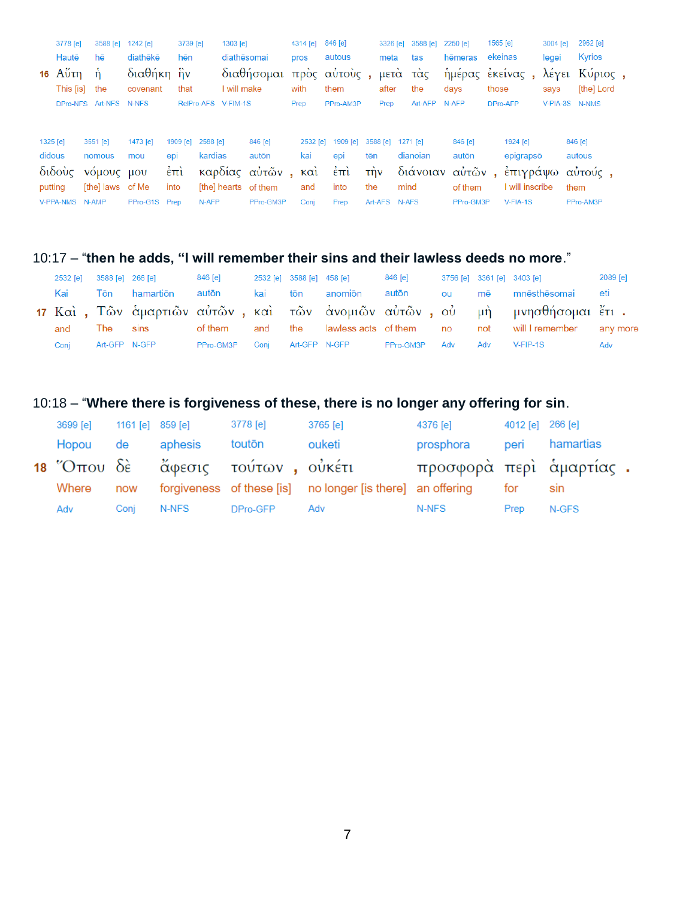| | | | | | | | | | | | | | |
|---|---|---|---|---|---|---|---|---|---|---|---|---|---|
| | 3778 [e] | 3588 [e] | 1242 [e] | 3739 [e] | 1303 [e] | 4314 [e] | 846 [e] | 3326 [e] | 3588 [e] | 2250 [e] | 1565 [e] | 3004 [e] | 2962 [e] |
| | Hautē | hē | diathēkē | hēn | diathēsomai | pros | autous | meta | tas | hēmeras | ekeinas | legei | Kyrios |
| 16 | Αὕτη | ἡ | διαθήκη | ἣν | διαθήσομαι | πρὸς | αὐτοὺς , | μετὰ | τὰς | ἡμέρας | ἐκείνας , | λέγει | Κύριος , |
| | This [is] | the | covenant | that | I will make | with | them | after | the | days | those | says | [the] Lord |
| | DPro-NFS | Art-NFS | N-NFS | RelPro-AFS | V-FIM-1S | Prep | PPro-AM3P | Prep | Art-AFP | N-AFP | DPro-AFP | V-PIA-3S | N-NMS |

| | | | | | | | | | | | | |
|---|---|---|---|---|---|---|---|---|---|---|---|---|
| 1325 [e] | 3551 [e] | 1473 [e] | 1909 [e] | 2588 [e] | 846 [e] | 2532 [e] | 1909 [e] | 3588 [e] | 1271 [e] | 846 [e] | 1924 [e] | 846 [e] |
| didous | nomous | mou | epi | kardias | autōn | kai | epi | tēn | dianoian | autōn | epigrapsō | autous |
| διδοὺς | νόμους | μου | ἐπὶ | καρδίας | αὐτῶν , | καὶ | ἐπὶ | τὴν | διάνοιαν | αὐτῶν , | ἐπιγράψω | αὐτούς , |
| putting | [the] laws | of Me | into | [the] hearts | of them | and | into | the | mind | of them | I will inscribe | them |
| V-PPA-NMS | N-AMP | PPro-G1S | Prep | N-AFP | PPro-GM3P | Conj | Prep | Art-AFS | N-AFS | PPro-GM3P | V-FIA-1S | PPro-AM3P |

10:17 – “**then he adds, “I will remember their sins and their lawless deeds no more**.”

| | | | | | | | | | | | | |
|---|---|---|---|---|---|---|---|---|---|---|---|---|
| | 2532 [e] | 3588 [e] | 266 [e] | 846 [e] | 2532 [e] | 3588 [e] | 458 [e] | 846 [e] | 3756 [e] | 3361 [e] | 3403 [e] | 2089 [e] |
| | Kai | Tōn | hamartiōn | autōn | kai | tōn | anomiōn | autōn | ou | mē | mnēsthēsomai | eti |
| 17 | Καὶ , | Τῶν | ἁμαρτιῶν | αὐτῶν , | καὶ | τῶν | ἀνομιῶν | αὐτῶν , | οὐ | μὴ | μνησθήσομαι | ἔτι . |
| | and | The | sins | of them | and | the | lawless acts | of them | no | not | will I remember | any more |
| | Conj | Art-GFP | N-GFP | PPro-GM3P | Conj | Art-GFP | N-GFP | PPro-GM3P | Adv | Adv | V-FIP-1S | Adv |

10:18 – “**Where there is forgiveness of these, there is no longer any offering for sin**.

| | | | | | | | | |
|---|---|---|---|---|---|---|---|---|
| | 3699 [e] | 1161 [e] | 859 [e] | 3778 [e] | 3765 [e] | 4376 [e] | 4012 [e] | 266 [e] |
| | Hopou | de | aphesis | toutōn | ouketi | prosphora | peri | hamartias |
| 18 | Ὅπου | δὲ | ἄφεσις | τούτων , | οὐκέτι | προσφορὰ | περὶ | ἁμαρτίας . |
| | Where | now | forgiveness | of these [is] | no longer [is there] | an offering | for | sin |
| | Adv | Conj | N-NFS | DPro-GFP | Adv | N-NFS | Prep | N-GFS |